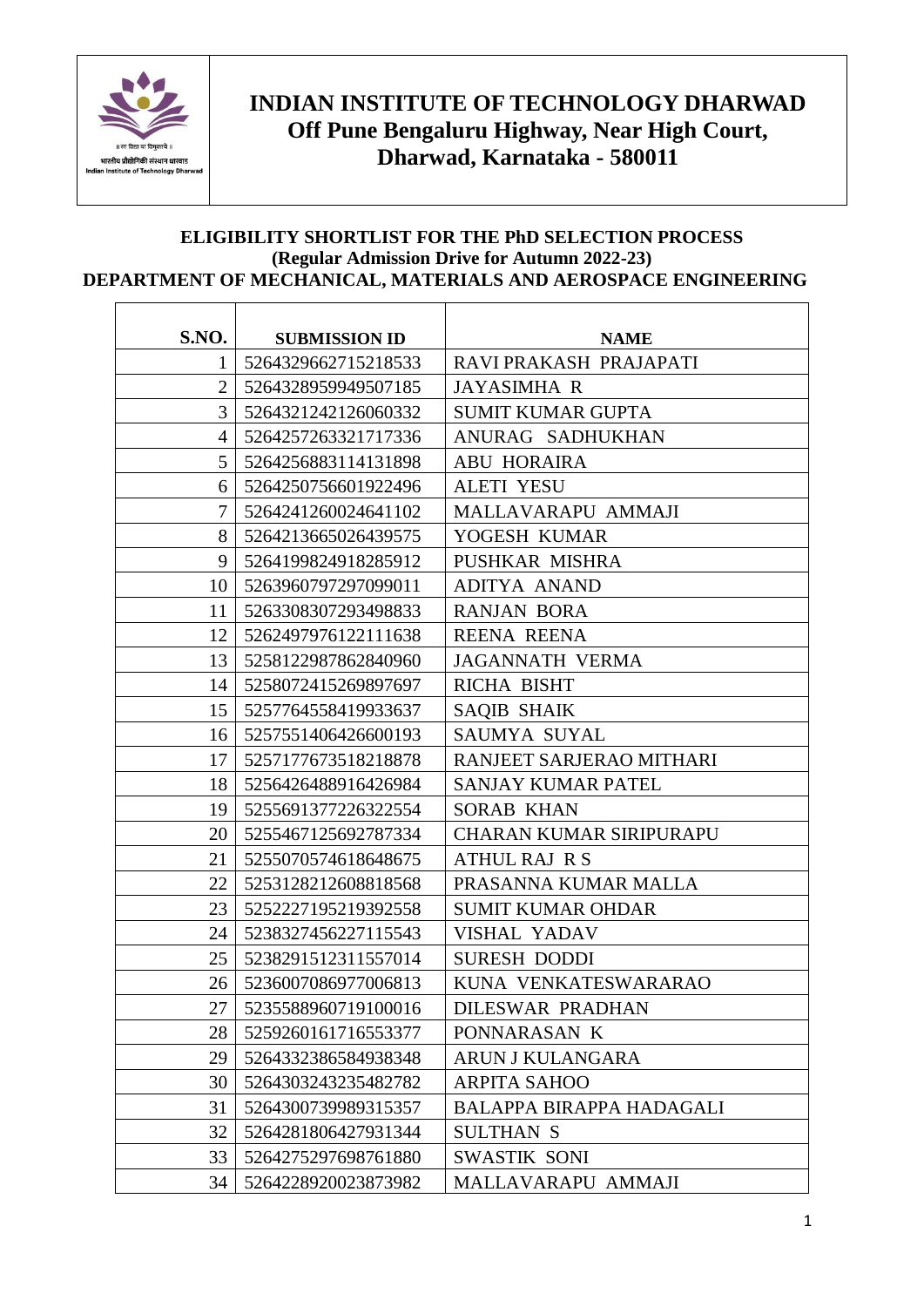# INDIAN INSTITUTE OF TECHNOLOGY DHARWAD
## Off Pune Bengaluru Highway, Near High Court, Dharwad, Karnataka - 580011

### ELIGIBILITY SHORTLIST FOR THE PhD SELECTION PROCESS
### (Regular Admission Drive for Autumn 2022-23)
### DEPARTMENT OF MECHANICAL, MATERIALS AND AEROSPACE ENGINEERING

| S.NO. | SUBMISSION ID | NAME |
|---|---|---|
| 1 | 5264329662715218533 | RAVI PRAKASH PRAJAPATI |
| 2 | 5264328959949507185 | JAYASIMHA R |
| 3 | 5264321242126060332 | SUMIT KUMAR GUPTA |
| 4 | 5264257263321717336 | ANURAG SADHUKHAN |
| 5 | 5264256883114131898 | ABU HORAIRA |
| 6 | 5264250756601922496 | ALETI YESU |
| 7 | 5264241260024641102 | MALLAVARAPU AMMAJI |
| 8 | 5264213665026439575 | YOGESH KUMAR |
| 9 | 5264199824918285912 | PUSHKAR MISHRA |
| 10 | 5263960797297099011 | ADITYA ANAND |
| 11 | 5263308307293498833 | RANJAN BORA |
| 12 | 5262497976122111638 | REENA REENA |
| 13 | 5258122987862840960 | JAGANNATH VERMA |
| 14 | 5258072415269897697 | RICHA BISHT |
| 15 | 5257764558419933637 | SAQIB SHAIK |
| 16 | 5257551406426600193 | SAUMYA SUYAL |
| 17 | 5257177673518218878 | RANJEET SARJERAO MITHARI |
| 18 | 5256426488916426984 | SANJAY KUMAR PATEL |
| 19 | 5255691377226322554 | SORAB KHAN |
| 20 | 5255467125692787334 | CHARAN KUMAR SIRIPURAPU |
| 21 | 5255070574618648675 | ATHUL RAJ R S |
| 22 | 5253128212608818568 | PRASANNA KUMAR MALLA |
| 23 | 5252227195219392558 | SUMIT KUMAR OHDAR |
| 24 | 5238327456227115543 | VISHAL YADAV |
| 25 | 5238291512311557014 | SURESH DODDI |
| 26 | 5236007086977006813 | KUNA VENKATESWARARAO |
| 27 | 5235588960719100016 | DILESWAR PRADHAN |
| 28 | 5259260161716553377 | PONNARASAN K |
| 29 | 5264332386584938348 | ARUN J KULANGARA |
| 30 | 5264303243235482782 | ARPITA SAHOO |
| 31 | 5264300739989315357 | BALAPPA BIRAPPA HADAGALI |
| 32 | 5264281806427931344 | SULTHAN S |
| 33 | 5264275297698761880 | SWASTIK SONI |
| 34 | 5264228920023873982 | MALLAVARAPU AMMAJI |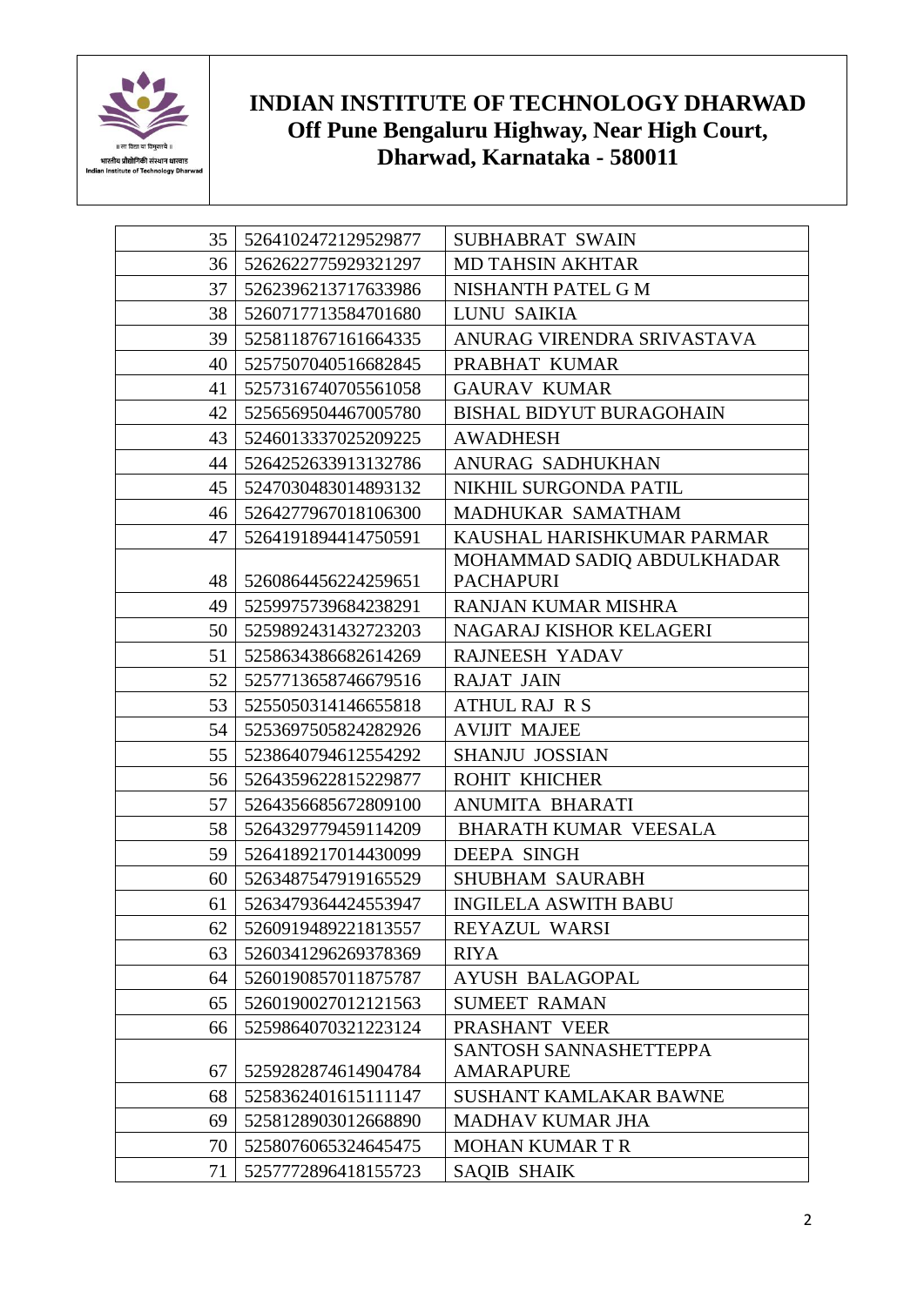# INDIAN INSTITUTE OF TECHNOLOGY DHARWAD
## Off Pune Bengaluru Highway, Near High Court, Dharwad, Karnataka - 580011

| | | |
|---|---|---|
| 35 | 5264102472129529877 | SUBHABRAT SWAIN |
| 36 | 5262622775929321297 | MD TAHSIN AKHTAR |
| 37 | 5262396213717633986 | NISHANTH PATEL G M |
| 38 | 5260717713584701680 | LUNU SAIKIA |
| 39 | 5258118767161664335 | ANURAG VIRENDRA SRIVASTAVA |
| 40 | 5257507040516682845 | PRABHAT KUMAR |
| 41 | 5257316740705561058 | GAURAV KUMAR |
| 42 | 5256569504467005780 | BISHAL BIDYUT BURAGOHAIN |
| 43 | 5246013337025209225 | AWADHESH |
| 44 | 5264252633913132786 | ANURAG SADHUKHAN |
| 45 | 5247030483014893132 | NIKHIL SURGONDA PATIL |
| 46 | 5264277967018106300 | MADHUKAR SAMATHAM |
| 47 | 5264191894414750591 | KAUSHAL HARISHKUMAR PARMAR |
| 48 | 5260864456224259651 | MOHAMMAD SADIQ ABDULKHADAR PACHAPURI |
| 49 | 5259975739684238291 | RANJAN KUMAR MISHRA |
| 50 | 5259892431432723203 | NAGARAJ KISHOR KELAGERI |
| 51 | 5258634386682614269 | RAJNEESH YADAV |
| 52 | 5257713658746679516 | RAJAT JAIN |
| 53 | 5255050314146655818 | ATHUL RAJ R S |
| 54 | 5253697505824282926 | AVIJIT MAJEE |
| 55 | 5238640794612554292 | SHANJU JOSSIAN |
| 56 | 5264359622815229877 | ROHIT KHICHER |
| 57 | 5264356685672809100 | ANUMITA BHARATI |
| 58 | 5264329779459114209 | BHARATH KUMAR VEESALA |
| 59 | 5264189217014430099 | DEEPA SINGH |
| 60 | 5263487547919165529 | SHUBHAM SAURABH |
| 61 | 5263479364424553947 | INGILELA ASWITH BABU |
| 62 | 5260919489221813557 | REYAZUL WARSI |
| 63 | 5260341296269378369 | RIYA |
| 64 | 5260190857011875787 | AYUSH BALAGOPAL |
| 65 | 5260190027012121563 | SUMEET RAMAN |
| 66 | 5259864070321223124 | PRASHANT VEER |
| 67 | 5259282874614904784 | SANTOSH SANNASHETTEPPA AMARAPURE |
| 68 | 5258362401615111147 | SUSHANT KAMLAKAR BAWNE |
| 69 | 5258128903012668890 | MADHAV KUMAR JHA |
| 70 | 5258076065324645475 | MOHAN KUMAR T R |
| 71 | 5257772896418155723 | SAQIB SHAIK |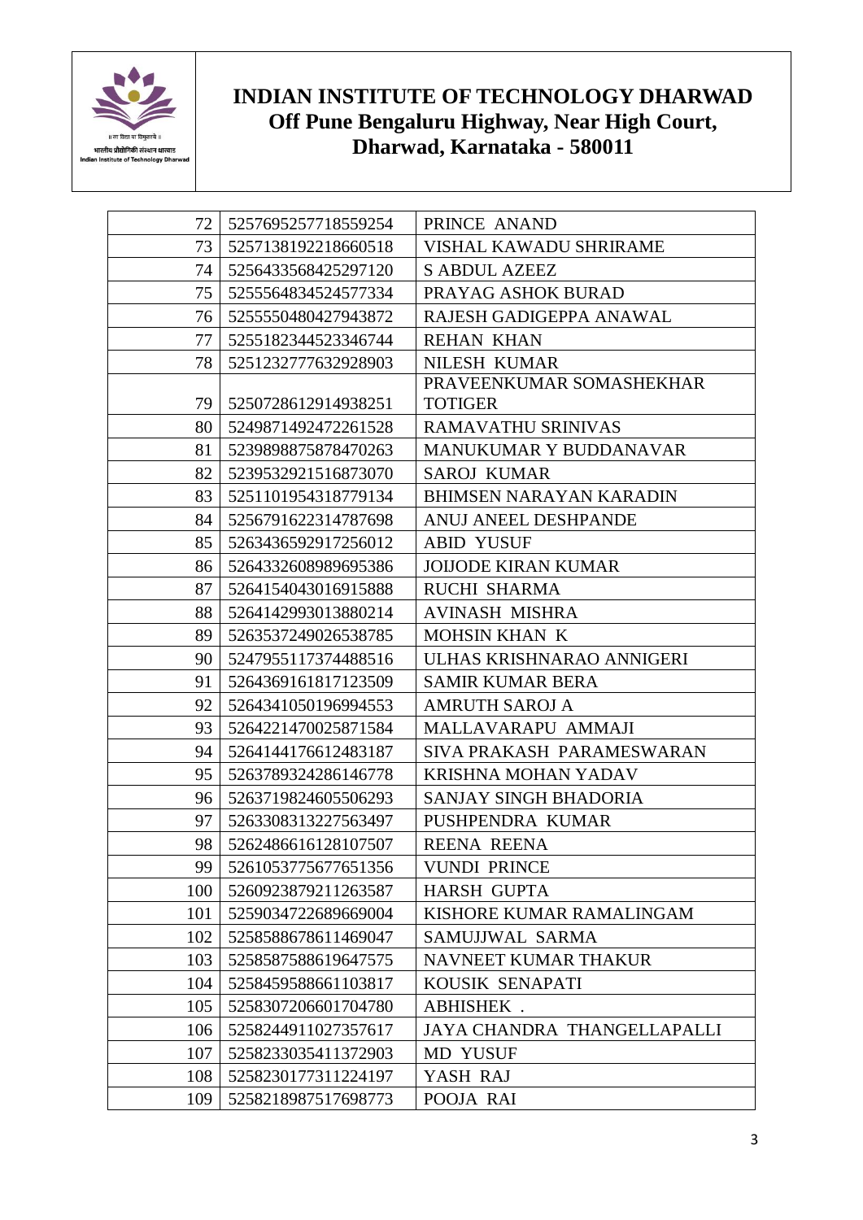# INDIAN INSTITUTE OF TECHNOLOGY DHARWAD
## Off Pune Bengaluru Highway, Near High Court, Dharwad, Karnataka - 580011

| | | |
|---|---|---|
| 72 | 5257695257718559254 | PRINCE ANAND |
| 73 | 5257138192218660518 | VISHAL KAWADU SHRIRAME |
| 74 | 5256433568425297120 | S ABDUL AZEEZ |
| 75 | 5255564834524577334 | PRAYAG ASHOK BURAD |
| 76 | 5255550480427943872 | RAJESH GADIGEPPA ANAWAL |
| 77 | 5255182344523346744 | REHAN KHAN |
| 78 | 5251232777632928903 | NILESH KUMAR |
| 79 | 5250728612914938251 | PRAVEENKUMAR SOMASHEKHAR TOTIGER |
| 80 | 5249871492472261528 | RAMAVATHU SRINIVAS |
| 81 | 5239898875878470263 | MANUKUMAR Y BUDDANAVAR |
| 82 | 5239532921516873070 | SAROJ KUMAR |
| 83 | 5251101954318779134 | BHIMSEN NARAYAN KARADIN |
| 84 | 5256791622314787698 | ANUJ ANEEL DESHPANDE |
| 85 | 5263436592917256012 | ABID YUSUF |
| 86 | 5264332608989695386 | JOIJODE KIRAN KUMAR |
| 87 | 5264154043016915888 | RUCHI SHARMA |
| 88 | 5264142993013880214 | AVINASH MISHRA |
| 89 | 5263537249026538785 | MOHSIN KHAN K |
| 90 | 5247955117374488516 | ULHAS KRISHNARAO ANNIGERI |
| 91 | 5264369161817123509 | SAMIR KUMAR BERA |
| 92 | 5264341050196994553 | AMRUTH SAROJ A |
| 93 | 5264221470025871584 | MALLAVARAPU AMMAJI |
| 94 | 5264144176612483187 | SIVA PRAKASH PARAMESWARAN |
| 95 | 5263789324286146778 | KRISHNA MOHAN YADAV |
| 96 | 5263719824605506293 | SANJAY SINGH BHADORIA |
| 97 | 5263308313227563497 | PUSHPENDRA KUMAR |
| 98 | 5262486616128107507 | REENA REENA |
| 99 | 5261053775677651356 | VUNDI PRINCE |
| 100 | 5260923879211263587 | HARSH GUPTA |
| 101 | 5259034722689669004 | KISHORE KUMAR RAMALINGAM |
| 102 | 5258588678611469047 | SAMUJJWAL SARMA |
| 103 | 5258587588619647575 | NAVNEET KUMAR THAKUR |
| 104 | 5258459588661103817 | KOUSIK SENAPATI |
| 105 | 5258307206601704780 | ABHISHEK . |
| 106 | 5258244911027357617 | JAYA CHANDRA THANGELLAPALLI |
| 107 | 5258233035411372903 | MD YUSUF |
| 108 | 5258230177311224197 | YASH RAJ |
| 109 | 5258218987517698773 | POOJA RAI |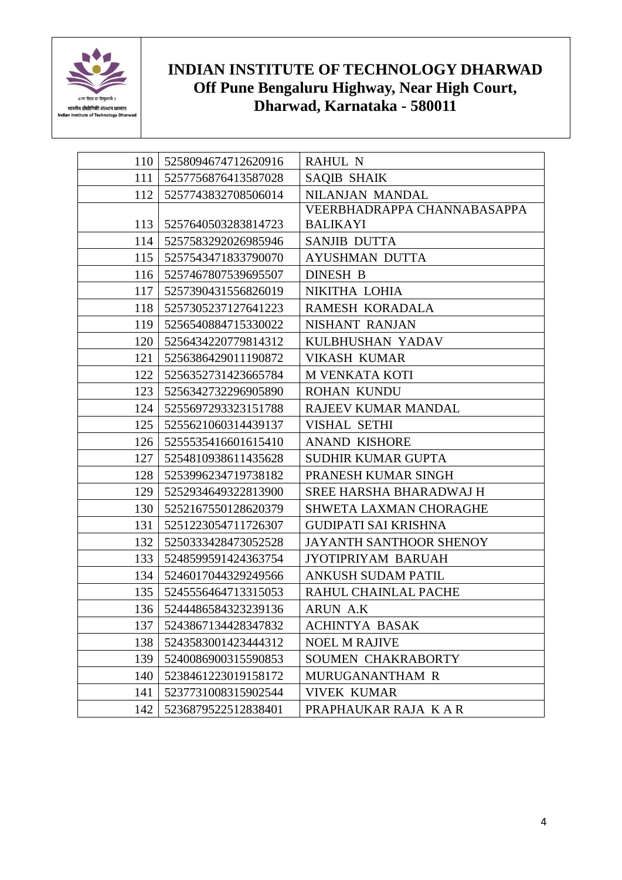# INDIAN INSTITUTE OF TECHNOLOGY DHARWAD
## Off Pune Bengaluru Highway, Near High Court, Dharwad, Karnataka - 580011

| | | |
|---|---|---|
| 110 | 5258094674712620916 | RAHUL N |
| 111 | 5257756876413587028 | SAQIB SHAIK |
| 112 | 5257743832708506014 | NILANJAN MANDAL |
| 113 | 5257640503283814723 | VEERBHADRAPPA CHANNABASAPPA BALIKAYI |
| 114 | 5257583292026985946 | SANJIB DUTTA |
| 115 | 5257543471833790070 | AYUSHMAN DUTTA |
| 116 | 5257467807539695507 | DINESH B |
| 117 | 5257390431556826019 | NIKITHA LOHIA |
| 118 | 5257305237127641223 | RAMESH KORADALA |
| 119 | 5256540884715330022 | NISHANT RANJAN |
| 120 | 5256434220779814312 | KULBHUSHAN YADAV |
| 121 | 5256386429011190872 | VIKASH KUMAR |
| 122 | 5256352731423665784 | M VENKATA KOTI |
| 123 | 5256342732296905890 | ROHAN KUNDU |
| 124 | 5255697293323151788 | RAJEEV KUMAR MANDAL |
| 125 | 5255621060314439137 | VISHAL SETHI |
| 126 | 5255535416601615410 | ANAND KISHORE |
| 127 | 5254810938611435628 | SUDHIR KUMAR GUPTA |
| 128 | 5253996234719738182 | PRANESH KUMAR SINGH |
| 129 | 5252934649322813900 | SREE HARSHA BHARADWAJ H |
| 130 | 5252167550128620379 | SHWETA LAXMAN CHORAGHE |
| 131 | 5251223054711726307 | GUDIPATI SAI KRISHNA |
| 132 | 5250333428473052528 | JAYANTH SANTHOOR SHENOY |
| 133 | 5248599591424363754 | JYOTIPRIYAM BARUAH |
| 134 | 5246017044329249566 | ANKUSH SUDAM PATIL |
| 135 | 5245556464713315053 | RAHUL CHAINLAL PACHE |
| 136 | 5244486584323239136 | ARUN A.K |
| 137 | 5243867134428347832 | ACHINTYA BASAK |
| 138 | 5243583001423444312 | NOEL M RAJIVE |
| 139 | 5240086900315590853 | SOUMEN CHAKRABORTY |
| 140 | 5238461223019158172 | MURUGANANTHAM R |
| 141 | 5237731008315902544 | VIVEK KUMAR |
| 142 | 5236879522512838401 | PRAPHAUKAR RAJA K A R |